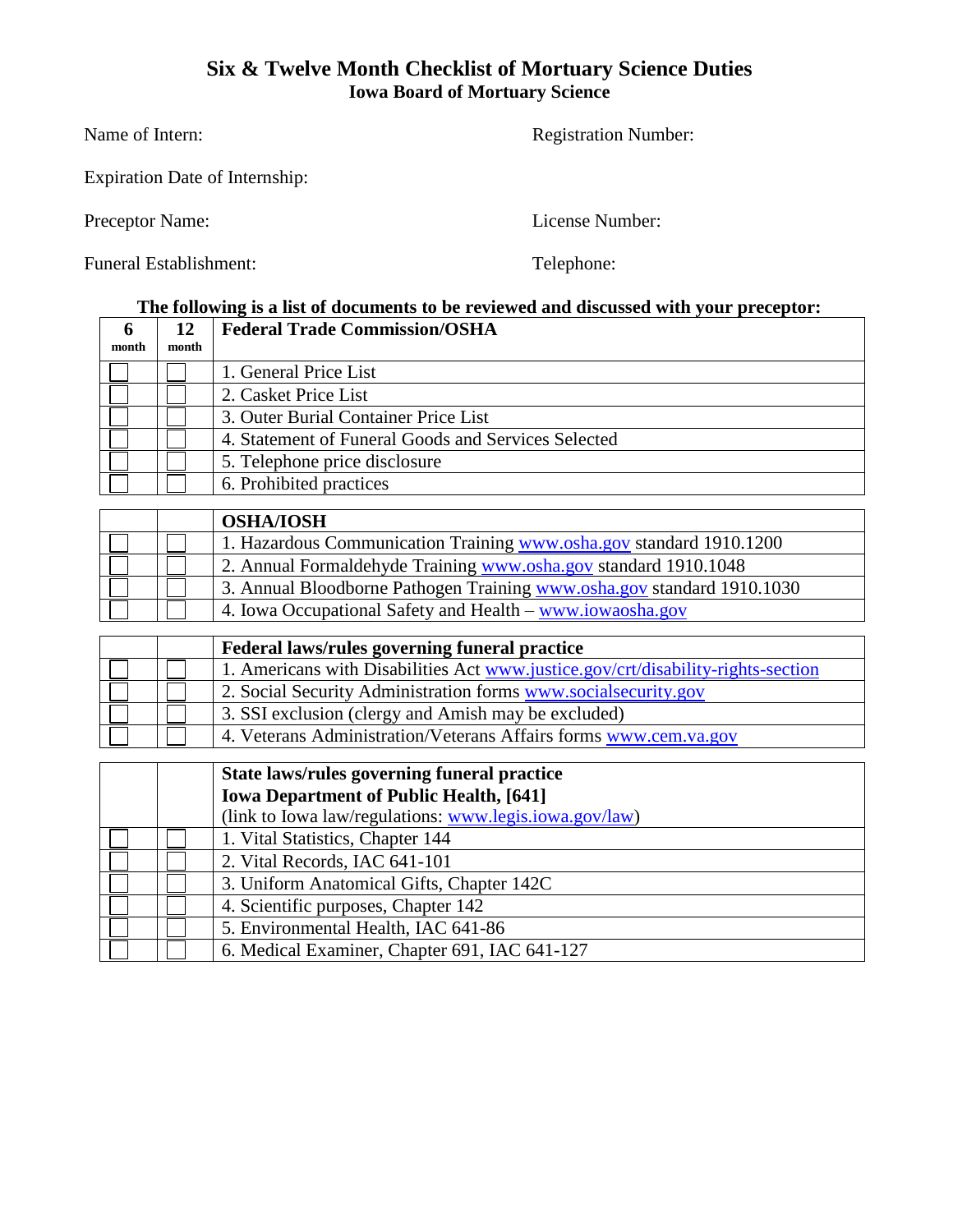# Six & Twelve Month Checklist of Mortuary Science Duties

## Iowa Board of Mortuary Science

Name of Intern: 

Registration Number: 

Expiration Date of Internship: 

Preceptor Name: 

License Number: 

Funeral Establishment: 

Telephone: 

**The following is a list of documents to be reviewed and discussed with your preceptor:**

| 6 month | 12 month | Federal Trade Commission/OSHA |
|---|---|---|
| ☐ | ☐ | 1. General Price List |
| ☐ | ☐ | 2. Casket Price List |
| ☐ | ☐ | 3. Outer Burial Container Price List |
| ☐ | ☐ | 4. Statement of Funeral Goods and Services Selected |
| ☐ | ☐ | 5. Telephone price disclosure |
| ☐ | ☐ | 6. Prohibited practices |

| | | OSHA/IOSH |
|---|---|---|
| ☐ | ☐ | 1. Hazardous Communication Training www.osha.gov standard 1910.1200 |
| ☐ | ☐ | 2. Annual Formaldehyde Training www.osha.gov standard 1910.1048 |
| ☐ | ☐ | 3. Annual Bloodborne Pathogen Training www.osha.gov standard 1910.1030 |
| ☐ | ☐ | 4. Iowa Occupational Safety and Health – www.iowaosha.gov |

| | | Federal laws/rules governing funeral practice |
|---|---|---|
| ☐ | ☐ | 1. Americans with Disabilities Act www.justice.gov/crt/disability-rights-section |
| ☐ | ☐ | 2. Social Security Administration forms www.socialsecurity.gov |
| ☐ | ☐ | 3. SSI exclusion (clergy and Amish may be excluded) |
| ☐ | ☐ | 4. Veterans Administration/Veterans Affairs forms www.cem.va.gov |

| | | **State laws/rules governing funeral practice** **Iowa Department of Public Health, [641]** (link to Iowa law/regulations: www.legis.iowa.gov/law) |
|---|---|---|
| ☐ | ☐ | 1. Vital Statistics, Chapter 144 |
| ☐ | ☐ | 2. Vital Records, IAC 641-101 |
| ☐ | ☐ | 3. Uniform Anatomical Gifts, Chapter 142C |
| ☐ | ☐ | 4. Scientific purposes, Chapter 142 |
| ☐ | ☐ | 5. Environmental Health, IAC 641-86 |
| ☐ | ☐ | 6. Medical Examiner, Chapter 691, IAC 641-127 |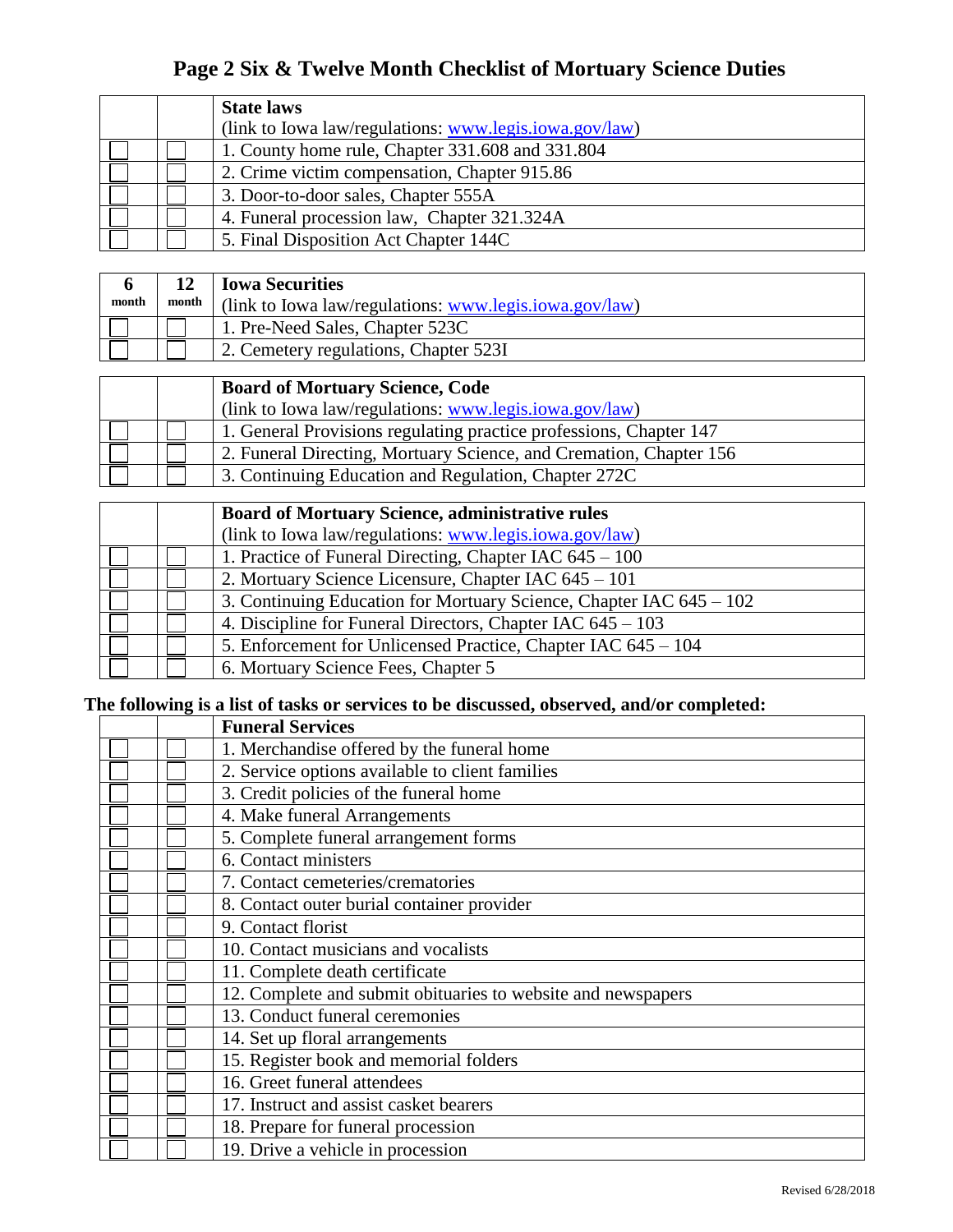# Page 2 Six & Twelve Month Checklist of Mortuary Science Duties

| | | **State laws** (link to Iowa law/regulations: www.legis.iowa.gov/law) |
|---|---|---|
| ☐ | ☐ | 1. County home rule, Chapter 331.608 and 331.804 |
| ☐ | ☐ | 2. Crime victim compensation, Chapter 915.86 |
| ☐ | ☐ | 3. Door-to-door sales, Chapter 555A |
| ☐ | ☐ | 4. Funeral procession law, Chapter 321.324A |
| ☐ | ☐ | 5. Final Disposition Act Chapter 144C |

| 6 month | 12 month | **Iowa Securities** (link to Iowa law/regulations: www.legis.iowa.gov/law) |
|---|---|---|
| ☐ | ☐ | 1. Pre-Need Sales, Chapter 523C |
| ☐ | ☐ | 2. Cemetery regulations, Chapter 523I |

| | | **Board of Mortuary Science, Code** (link to Iowa law/regulations: www.legis.iowa.gov/law) |
|---|---|---|
| ☐ | ☐ | 1. General Provisions regulating practice professions, Chapter 147 |
| ☐ | ☐ | 2. Funeral Directing, Mortuary Science, and Cremation, Chapter 156 |
| ☐ | ☐ | 3. Continuing Education and Regulation, Chapter 272C |

| | | **Board of Mortuary Science, administrative rules** (link to Iowa law/regulations: www.legis.iowa.gov/law) |
|---|---|---|
| ☐ | ☐ | 1. Practice of Funeral Directing, Chapter IAC 645 – 100 |
| ☐ | ☐ | 2. Mortuary Science Licensure, Chapter IAC 645 – 101 |
| ☐ | ☐ | 3. Continuing Education for Mortuary Science, Chapter IAC 645 – 102 |
| ☐ | ☐ | 4. Discipline for Funeral Directors, Chapter IAC 645 – 103 |
| ☐ | ☐ | 5. Enforcement for Unlicensed Practice, Chapter IAC 645 – 104 |
| ☐ | ☐ | 6. Mortuary Science Fees, Chapter 5 |

**The following is a list of tasks or services to be discussed, observed, and/or completed:**

| | | **Funeral Services** |
|---|---|---|
| ☐ | ☐ | 1. Merchandise offered by the funeral home |
| ☐ | ☐ | 2. Service options available to client families |
| ☐ | ☐ | 3. Credit policies of the funeral home |
| ☐ | ☐ | 4. Make funeral Arrangements |
| ☐ | ☐ | 5. Complete funeral arrangement forms |
| ☐ | ☐ | 6. Contact ministers |
| ☐ | ☐ | 7. Contact cemeteries/crematories |
| ☐ | ☐ | 8. Contact outer burial container provider |
| ☐ | ☐ | 9. Contact florist |
| ☐ | ☐ | 10. Contact musicians and vocalists |
| ☐ | ☐ | 11. Complete death certificate |
| ☐ | ☐ | 12. Complete and submit obituaries to website and newspapers |
| ☐ | ☐ | 13. Conduct funeral ceremonies |
| ☐ | ☐ | 14. Set up floral arrangements |
| ☐ | ☐ | 15. Register book and memorial folders |
| ☐ | ☐ | 16. Greet funeral attendees |
| ☐ | ☐ | 17. Instruct and assist casket bearers |
| ☐ | ☐ | 18. Prepare for funeral procession |
| ☐ | ☐ | 19. Drive a vehicle in procession |

Revised 6/28/2018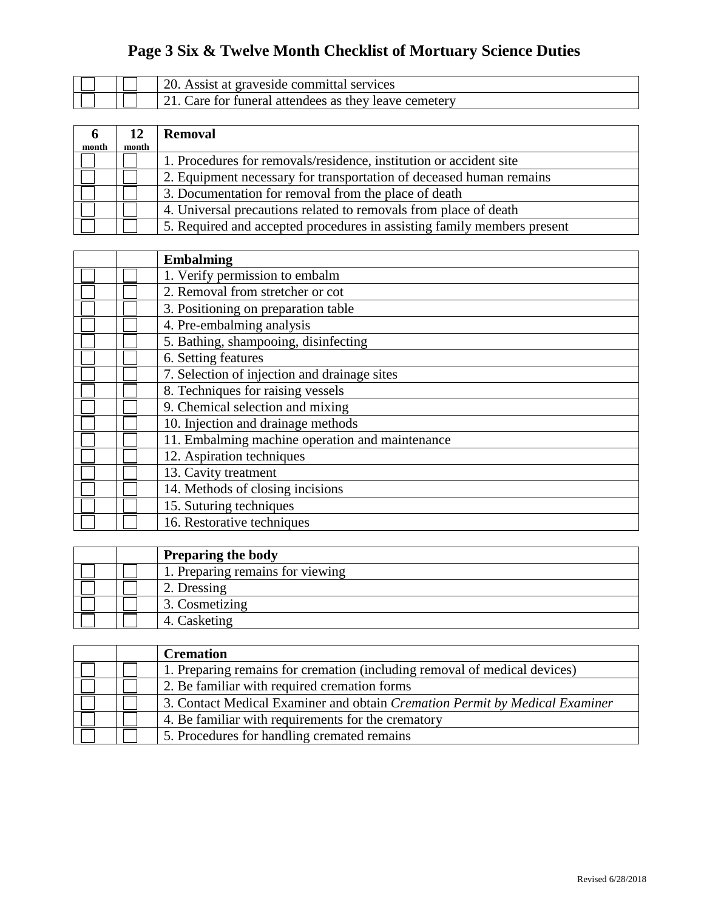# Page 3 Six & Twelve Month Checklist of Mortuary Science Duties

| | | |
|---|---|---|
| ☐ | ☐ | 20. Assist at graveside committal services |
| ☐ | ☐ | 21. Care for funeral attendees as they leave cemetery |

| 6 month | 12 month | **Removal** |
|---|---|---|
| ☐ | ☐ | 1. Procedures for removals/residence, institution or accident site |
| ☐ | ☐ | 2. Equipment necessary for transportation of deceased human remains |
| ☐ | ☐ | 3. Documentation for removal from the place of death |
| ☐ | ☐ | 4. Universal precautions related to removals from place of death |
| ☐ | ☐ | 5. Required and accepted procedures in assisting family members present |

| | | **Embalming** |
|---|---|---|
| ☐ | ☐ | 1. Verify permission to embalm |
| ☐ | ☐ | 2. Removal from stretcher or cot |
| ☐ | ☐ | 3. Positioning on preparation table |
| ☐ | ☐ | 4. Pre-embalming analysis |
| ☐ | ☐ | 5. Bathing, shampooing, disinfecting |
| ☐ | ☐ | 6. Setting features |
| ☐ | ☐ | 7. Selection of injection and drainage sites |
| ☐ | ☐ | 8. Techniques for raising vessels |
| ☐ | ☐ | 9. Chemical selection and mixing |
| ☐ | ☐ | 10. Injection and drainage methods |
| ☐ | ☐ | 11. Embalming machine operation and maintenance |
| ☐ | ☐ | 12. Aspiration techniques |
| ☐ | ☐ | 13. Cavity treatment |
| ☐ | ☐ | 14. Methods of closing incisions |
| ☐ | ☐ | 15. Suturing techniques |
| ☐ | ☐ | 16. Restorative techniques |

| | | **Preparing the body** |
|---|---|---|
| ☐ | ☐ | 1. Preparing remains for viewing |
| ☐ | ☐ | 2. Dressing |
| ☐ | ☐ | 3. Cosmetizing |
| ☐ | ☐ | 4. Casketing |

| | | **Cremation** |
|---|---|---|
| ☐ | ☐ | 1. Preparing remains for cremation (including removal of medical devices) |
| ☐ | ☐ | 2. Be familiar with required cremation forms |
| ☐ | ☐ | 3. Contact Medical Examiner and obtain *Cremation Permit by Medical Examiner* |
| ☐ | ☐ | 4. Be familiar with requirements for the crematory |
| ☐ | ☐ | 5. Procedures for handling cremated remains |

Revised 6/28/2018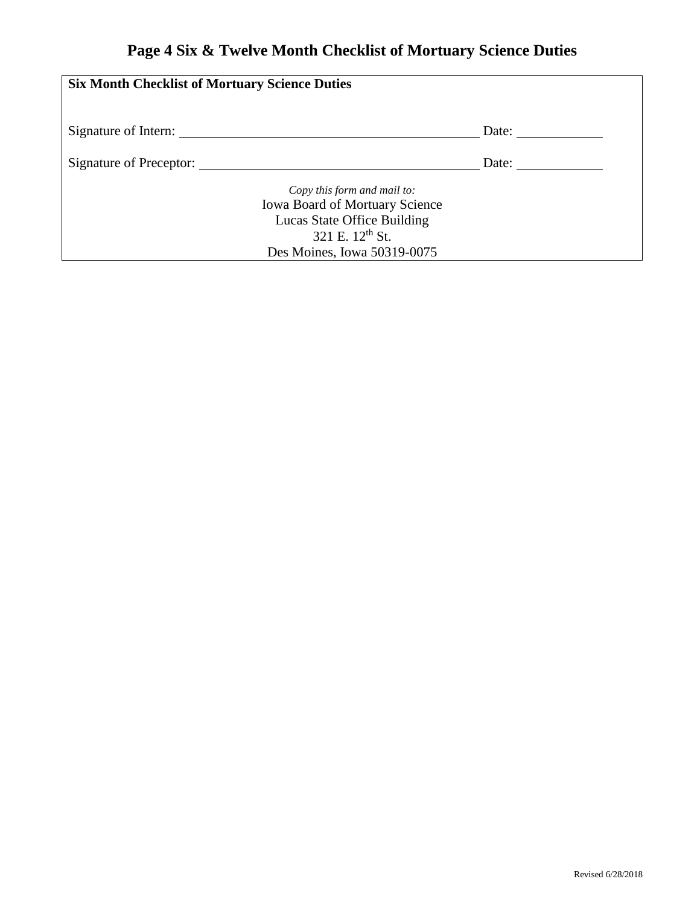# Page 4 Six & Twelve Month Checklist of Mortuary Science Duties

**Six Month Checklist of Mortuary Science Duties**

Signature of Intern: ____________________________________________ Date: ____________

Signature of Preceptor: __________________________________________ Date: ____________

*Copy this form and mail to:*
Iowa Board of Mortuary Science
Lucas State Office Building
321 E. 12th St.
Des Moines, Iowa 50319-0075

Revised 6/28/2018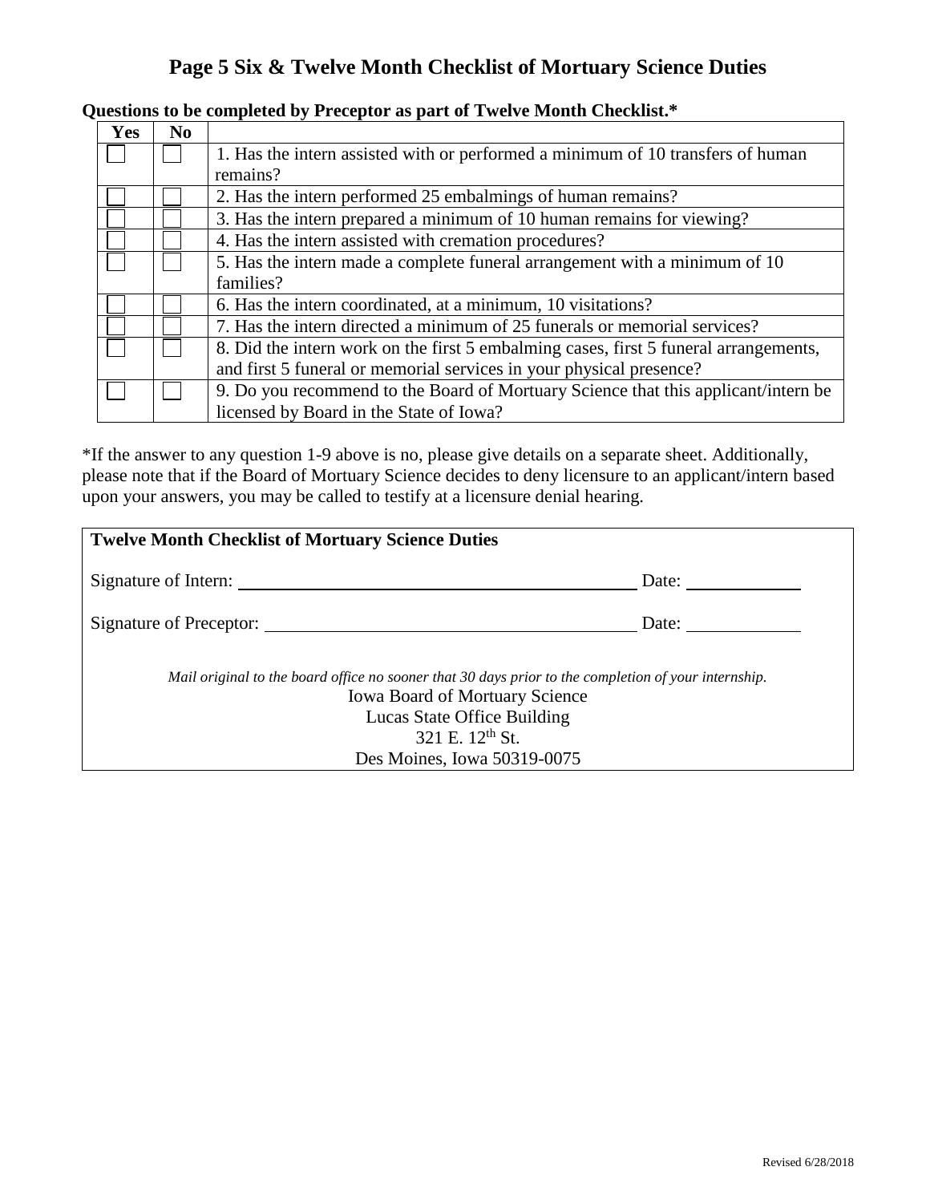# Page 5 Six & Twelve Month Checklist of Mortuary Science Duties

**Questions to be completed by Preceptor as part of Twelve Month Checklist.***

| Yes | No | |
|---|---|---|
| ☐ | ☐ | 1. Has the intern assisted with or performed a minimum of 10 transfers of human remains? |
| ☐ | ☐ | 2. Has the intern performed 25 embalmings of human remains? |
| ☐ | ☐ | 3. Has the intern prepared a minimum of 10 human remains for viewing? |
| ☐ | ☐ | 4. Has the intern assisted with cremation procedures? |
| ☐ | ☐ | 5. Has the intern made a complete funeral arrangement with a minimum of 10 families? |
| ☐ | ☐ | 6. Has the intern coordinated, at a minimum, 10 visitations? |
| ☐ | ☐ | 7. Has the intern directed a minimum of 25 funerals or memorial services? |
| ☐ | ☐ | 8. Did the intern work on the first 5 embalming cases, first 5 funeral arrangements, and first 5 funeral or memorial services in your physical presence? |
| ☐ | ☐ | 9. Do you recommend to the Board of Mortuary Science that this applicant/intern be licensed by Board in the State of Iowa? |

*If the answer to any question 1-9 above is no, please give details on a separate sheet. Additionally, please note that if the Board of Mortuary Science decides to deny licensure to an applicant/intern based upon your answers, you may be called to testify at a licensure denial hearing.

**Twelve Month Checklist of Mortuary Science Duties**

Signature of Intern: ________________________________________ Date: ____________

Signature of Preceptor: ______________________________________ Date: ____________

*Mail original to the board office no sooner that 30 days prior to the completion of your internship.*

Iowa Board of Mortuary Science
Lucas State Office Building
321 E. 12th St.
Des Moines, Iowa 50319-0075

Revised 6/28/2018